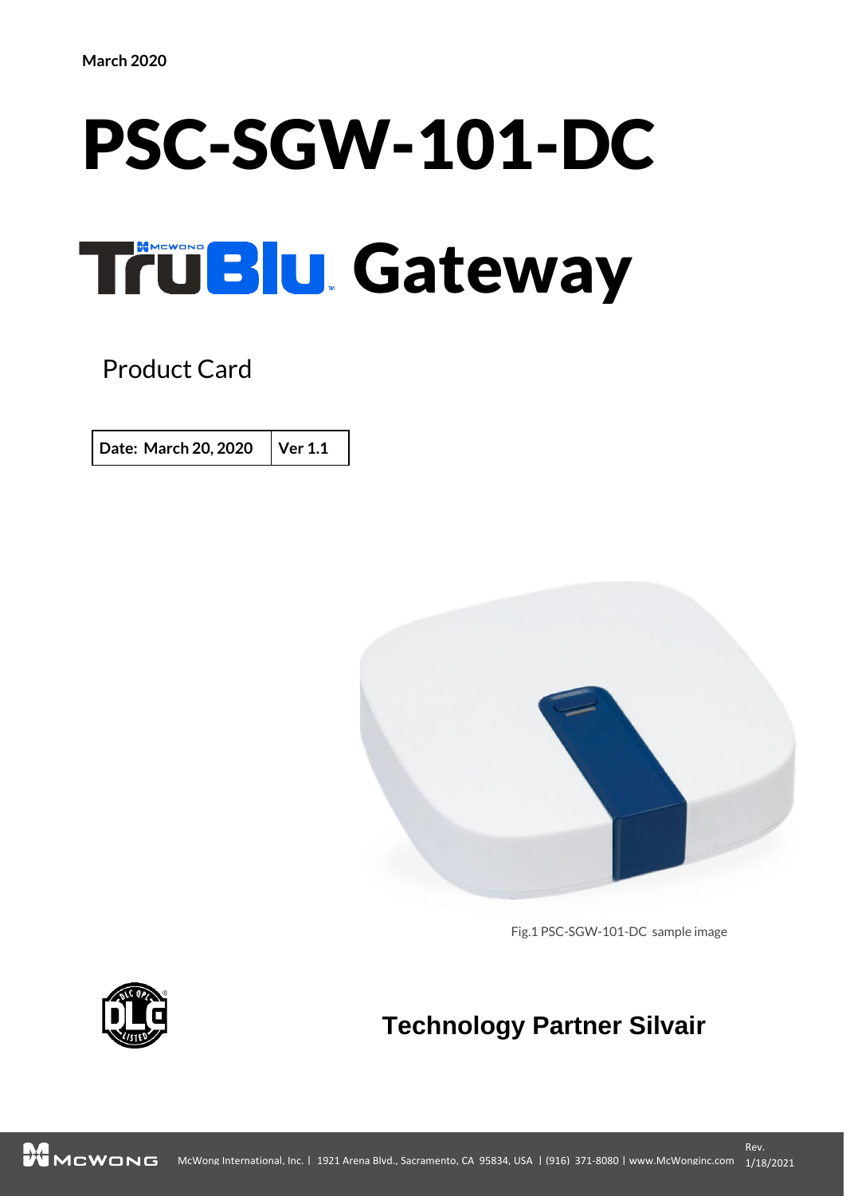March 2020

# PSC-SGW-101-DC

# TruBlu Gateway

## Product Card

| Date: March 20, 2020 | Ver 1.1 |
|---|---|

Fig.1 PSC-SGW-101-DC sample image

**Technology Partner Silvair**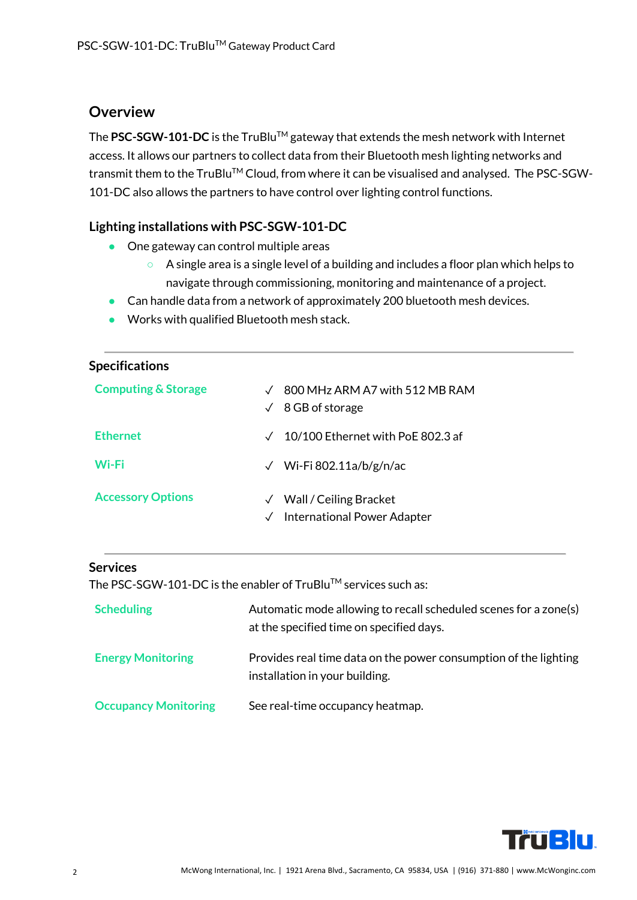## Overview

The **PSC-SGW-101-DC** is the TruBlu™ gateway that extends the mesh network with Internet access. It allows our partners to collect data from their Bluetooth mesh lighting networks and transmit them to the TruBlu™ Cloud, from where it can be visualised and analysed. The PSC-SGW-101-DC also allows the partners to have control over lighting control functions.

### Lighting installations with PSC-SGW-101-DC

- One gateway can control multiple areas
  - A single area is a single level of a building and includes a floor plan which helps to navigate through commissioning, monitoring and maintenance of a project.
- Can handle data from a network of approximately 200 bluetooth mesh devices.
- Works with qualified Bluetooth mesh stack.

---

### Specifications

| | |
|---|---|
| Computing & Storage | ✓ 800 MHz ARM A7 with 512 MB RAM<br>✓ 8 GB of storage |
| Ethernet | ✓ 10/100 Ethernet with PoE 802.3 af |
| Wi-Fi | ✓ Wi-Fi 802.11a/b/g/n/ac |
| Accessory Options | ✓ Wall / Ceiling Bracket<br>✓ International Power Adapter |

---

### Services

The PSC-SGW-101-DC is the enabler of TruBlu™ services such as:

| | |
|---|---|
| Scheduling | Automatic mode allowing to recall scheduled scenes for a zone(s) at the specified time on specified days. |
| Energy Monitoring | Provides real time data on the power consumption of the lighting installation in your building. |
| Occupancy Monitoring | See real-time occupancy heatmap. |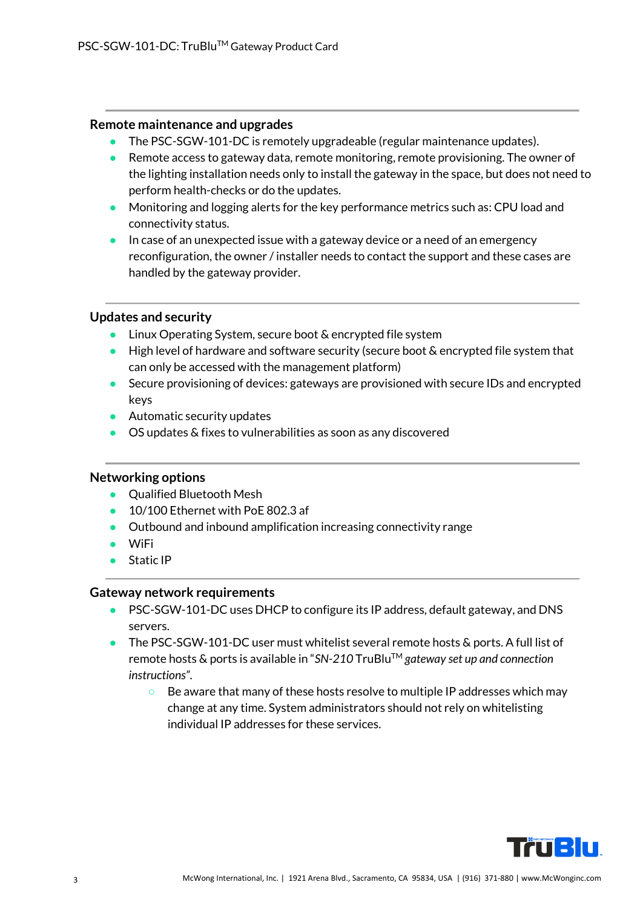## Remote maintenance and upgrades

- The PSC-SGW-101-DC is remotely upgradeable (regular maintenance updates).
- Remote access to gateway data, remote monitoring, remote provisioning. The owner of the lighting installation needs only to install the gateway in the space, but does not need to perform health-checks or do the updates.
- Monitoring and logging alerts for the key performance metrics such as: CPU load and connectivity status.
- In case of an unexpected issue with a gateway device or a need of an emergency reconfiguration, the owner / installer needs to contact the support and these cases are handled by the gateway provider.

## Updates and security

- Linux Operating System, secure boot & encrypted file system
- High level of hardware and software security (secure boot & encrypted file system that can only be accessed with the management platform)
- Secure provisioning of devices: gateways are provisioned with secure IDs and encrypted keys
- Automatic security updates
- OS updates & fixes to vulnerabilities as soon as any discovered

## Networking options

- Qualified Bluetooth Mesh
- 10/100 Ethernet with PoE 802.3 af
- Outbound and inbound amplification increasing connectivity range
- WiFi
- Static IP

## Gateway network requirements

- PSC-SGW-101-DC uses DHCP to configure its IP address, default gateway, and DNS servers.
- The PSC-SGW-101-DC user must whitelist several remote hosts & ports. A full list of remote hosts & ports is available in "*SN-210* TruBlu™ *gateway set up and connection instructions*".
  - Be aware that many of these hosts resolve to multiple IP addresses which may change at any time. System administrators should not rely on whitelisting individual IP addresses for these services.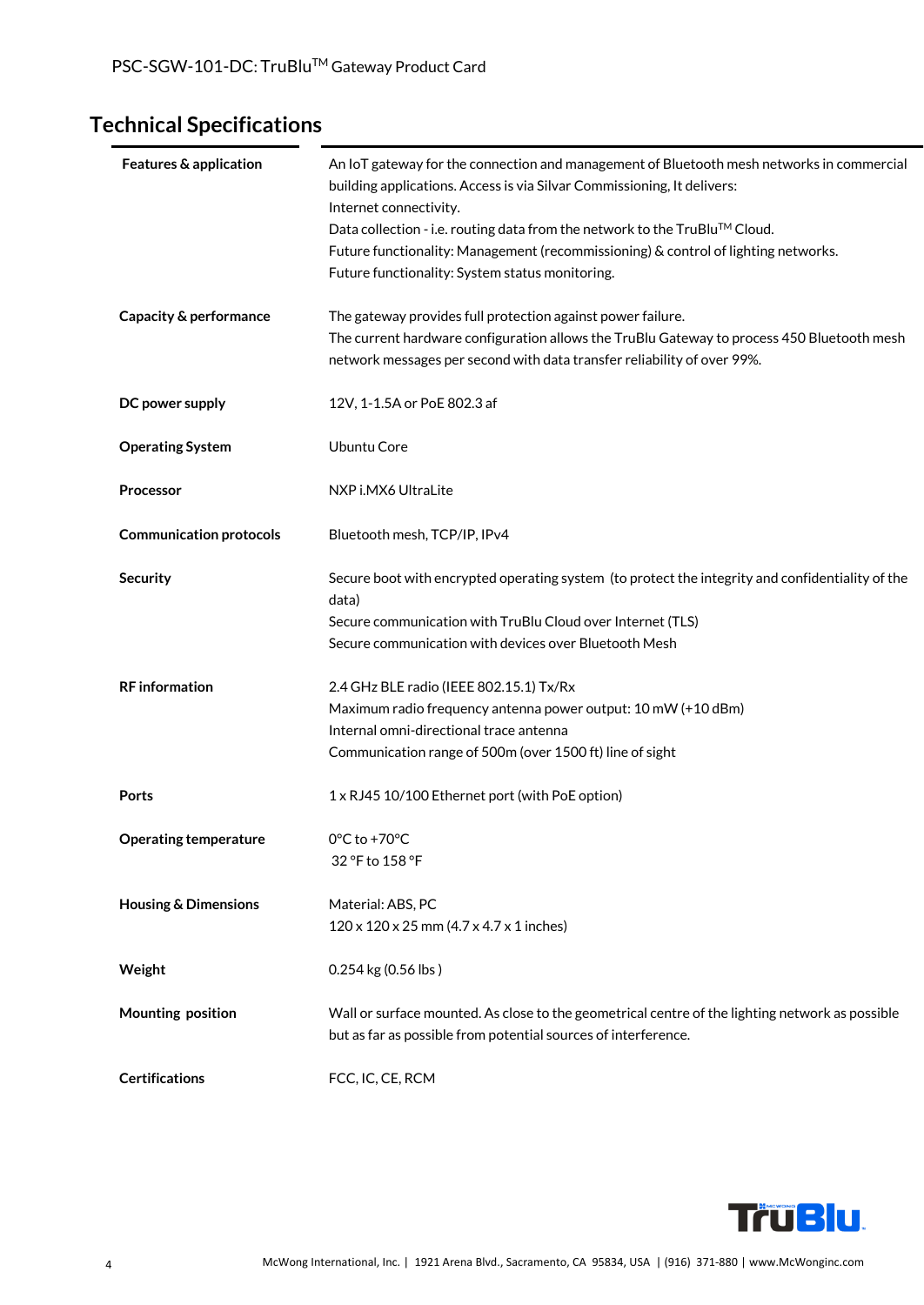## Technical Specifications

| | |
|---|---|
| **Features & application** | An IoT gateway for the connection and management of Bluetooth mesh networks in commercial building applications. Access is via Silvar Commissioning, It delivers:<br>Internet connectivity.<br>Data collection - i.e. routing data from the network to the TruBlu™ Cloud.<br>Future functionality: Management (recommissioning) & control of lighting networks.<br>Future functionality: System status monitoring. |
| **Capacity & performance** | The gateway provides full protection against power failure.<br>The current hardware configuration allows the TruBlu Gateway to process 450 Bluetooth mesh network messages per second with data transfer reliability of over 99%. |
| **DC power supply** | 12V, 1-1.5A or PoE 802.3 af |
| **Operating System** | Ubuntu Core |
| **Processor** | NXP i.MX6 UltraLite |
| **Communication protocols** | Bluetooth mesh, TCP/IP, IPv4 |
| **Security** | Secure boot with encrypted operating system (to protect the integrity and confidentiality of the data)<br>Secure communication with TruBlu Cloud over Internet (TLS)<br>Secure communication with devices over Bluetooth Mesh |
| **RF information** | 2.4 GHz BLE radio (IEEE 802.15.1) Tx/Rx<br>Maximum radio frequency antenna power output: 10 mW (+10 dBm)<br>Internal omni-directional trace antenna<br>Communication range of 500m (over 1500 ft) line of sight |
| **Ports** | 1 x RJ45 10/100 Ethernet port (with PoE option) |
| **Operating temperature** | 0°C to +70°C<br>32 °F to 158 °F |
| **Housing & Dimensions** | Material: ABS, PC<br>120 x 120 x 25 mm (4.7 x 4.7 x 1 inches) |
| **Weight** | 0.254 kg (0.56 lbs ) |
| **Mounting position** | Wall or surface mounted. As close to the geometrical centre of the lighting network as possible but as far as possible from potential sources of interference. |
| **Certifications** | FCC, IC, CE, RCM |

McWong International, Inc. | 1921 Arena Blvd., Sacramento, CA 95834, USA | (916) 371-880 | www.McWonginc.com